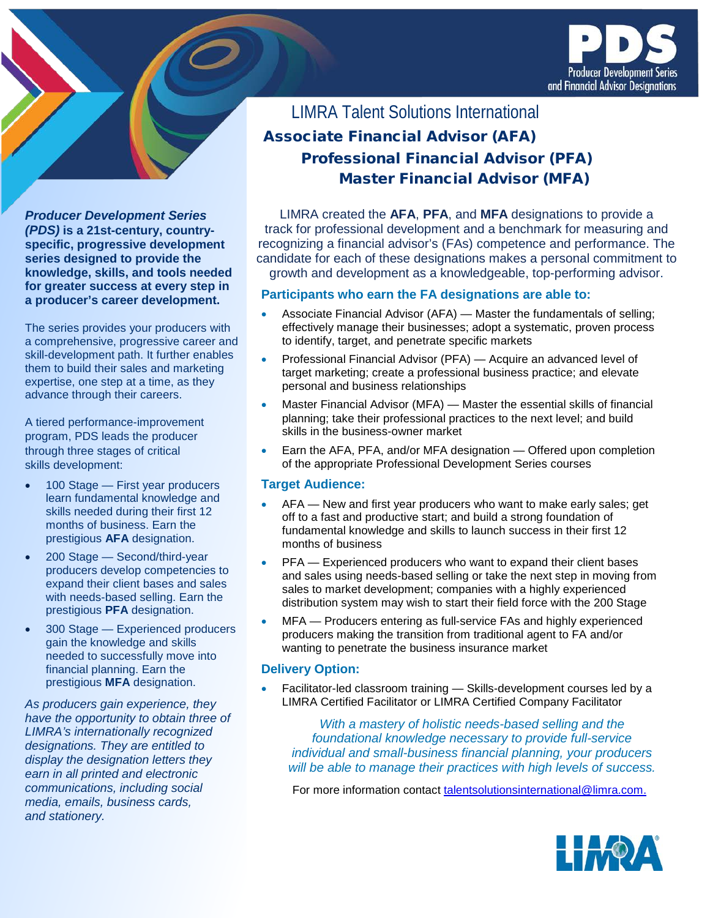PDS
Producer Development Series and Financial Advisor Designations

# LIMRA Talent Solutions International

## Associate Financial Advisor (AFA)
## Professional Financial Advisor (PFA)
## Master Financial Advisor (MFA)

***Producer Development Series (PDS)* is a 21st-century, country-specific, progressive development series designed to provide the knowledge, skills, and tools needed for greater success at every step in a producer's career development.**

The series provides your producers with a comprehensive, progressive career and skill-development path. It further enables them to build their sales and marketing expertise, one step at a time, as they advance through their careers.

A tiered performance-improvement program, PDS leads the producer through three stages of critical skills development:

- 100 Stage — First year producers learn fundamental knowledge and skills needed during their first 12 months of business. Earn the prestigious **AFA** designation.
- 200 Stage — Second/third-year producers develop competencies to expand their client bases and sales with needs-based selling. Earn the prestigious **PFA** designation.
- 300 Stage — Experienced producers gain the knowledge and skills needed to successfully move into financial planning. Earn the prestigious **MFA** designation.

*As producers gain experience, they have the opportunity to obtain three of LIMRA's internationally recognized designations. They are entitled to display the designation letters they earn in all printed and electronic communications, including social media, emails, business cards, and stationery.*

LIMRA created the **AFA**, **PFA**, and **MFA** designations to provide a track for professional development and a benchmark for measuring and recognizing a financial advisor's (FAs) competence and performance. The candidate for each of these designations makes a personal commitment to growth and development as a knowledgeable, top-performing advisor.

### Participants who earn the FA designations are able to:

- Associate Financial Advisor (AFA) — Master the fundamentals of selling; effectively manage their businesses; adopt a systematic, proven process to identify, target, and penetrate specific markets
- Professional Financial Advisor (PFA) — Acquire an advanced level of target marketing; create a professional business practice; and elevate personal and business relationships
- Master Financial Advisor (MFA) — Master the essential skills of financial planning; take their professional practices to the next level; and build skills in the business-owner market
- Earn the AFA, PFA, and/or MFA designation — Offered upon completion of the appropriate Professional Development Series courses

### Target Audience:

- AFA — New and first year producers who want to make early sales; get off to a fast and productive start; and build a strong foundation of fundamental knowledge and skills to launch success in their first 12 months of business
- PFA — Experienced producers who want to expand their client bases and sales using needs-based selling or take the next step in moving from sales to market development; companies with a highly experienced distribution system may wish to start their field force with the 200 Stage
- MFA — Producers entering as full-service FAs and highly experienced producers making the transition from traditional agent to FA and/or wanting to penetrate the business insurance market

### Delivery Option:

- Facilitator-led classroom training — Skills-development courses led by a LIMRA Certified Facilitator or LIMRA Certified Company Facilitator

*With a mastery of holistic needs-based selling and the foundational knowledge necessary to provide full-service individual and small-business financial planning, your producers will be able to manage their practices with high levels of success.*

For more information contact talentsolutionsinternational@limra.com.

LIMRA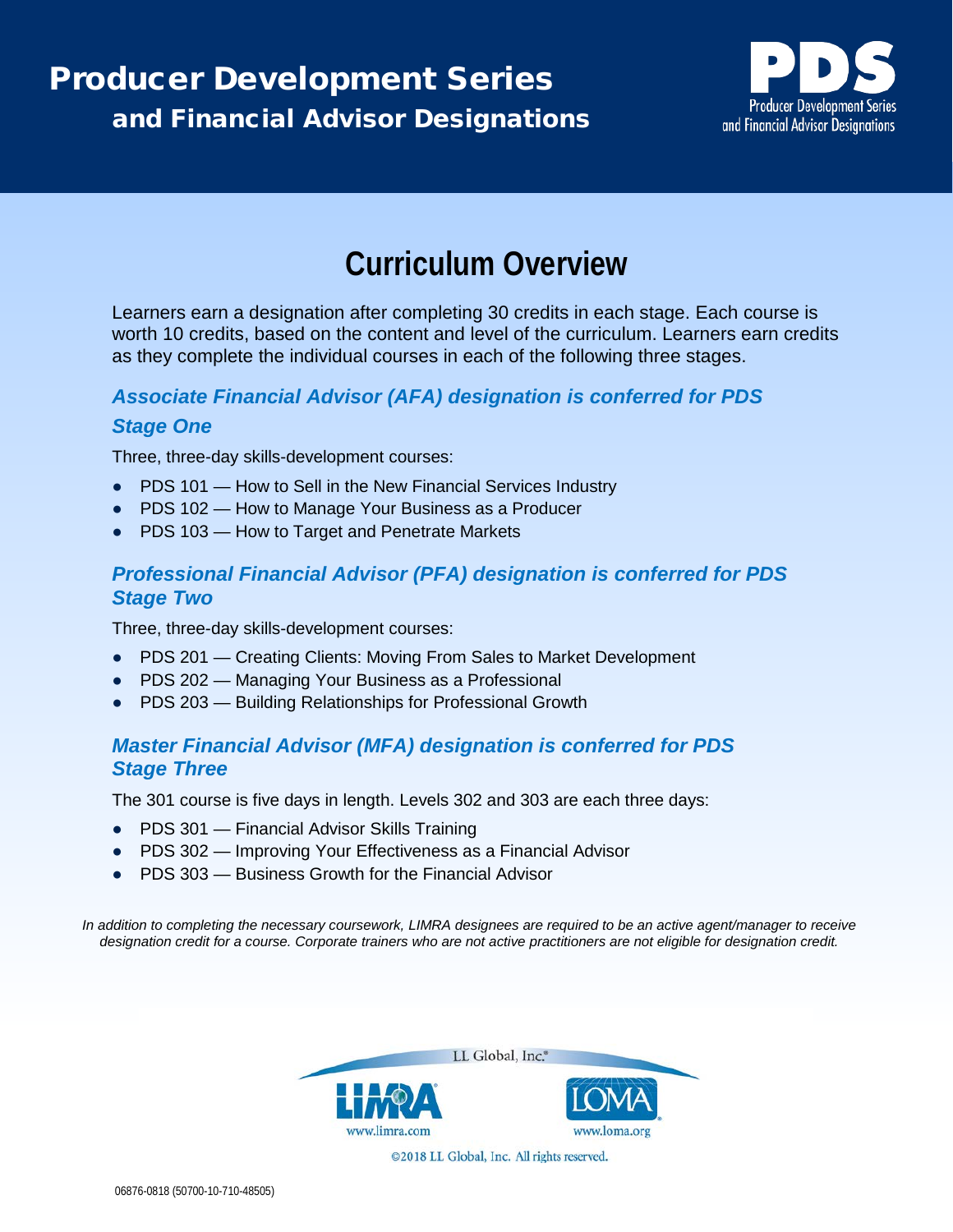# Producer Development Series and Financial Advisor Designations

PDS
Producer Development Series and Financial Advisor Designations

## Curriculum Overview

Learners earn a designation after completing 30 credits in each stage. Each course is worth 10 credits, based on the content and level of the curriculum. Learners earn credits as they complete the individual courses in each of the following three stages.

### *Associate Financial Advisor (AFA) designation is conferred for PDS Stage One*

Three, three-day skills-development courses:

- PDS 101 — How to Sell in the New Financial Services Industry
- PDS 102 — How to Manage Your Business as a Producer
- PDS 103 — How to Target and Penetrate Markets

### *Professional Financial Advisor (PFA) designation is conferred for PDS Stage Two*

Three, three-day skills-development courses:

- PDS 201 — Creating Clients: Moving From Sales to Market Development
- PDS 202 — Managing Your Business as a Professional
- PDS 203 — Building Relationships for Professional Growth

### *Master Financial Advisor (MFA) designation is conferred for PDS Stage Three*

The 301 course is five days in length. Levels 302 and 303 are each three days:

- PDS 301 — Financial Advisor Skills Training
- PDS 302 — Improving Your Effectiveness as a Financial Advisor
- PDS 303 — Business Growth for the Financial Advisor

*In addition to completing the necessary coursework, LIMRA designees are required to be an active agent/manager to receive designation credit for a course. Corporate trainers who are not active practitioners are not eligible for designation credit.*

LL Global, Inc.®

LIMRA www.limra.com

LOMA www.loma.org

©2018 LL Global, Inc. All rights reserved.

06876-0818 (50700-10-710-48505)